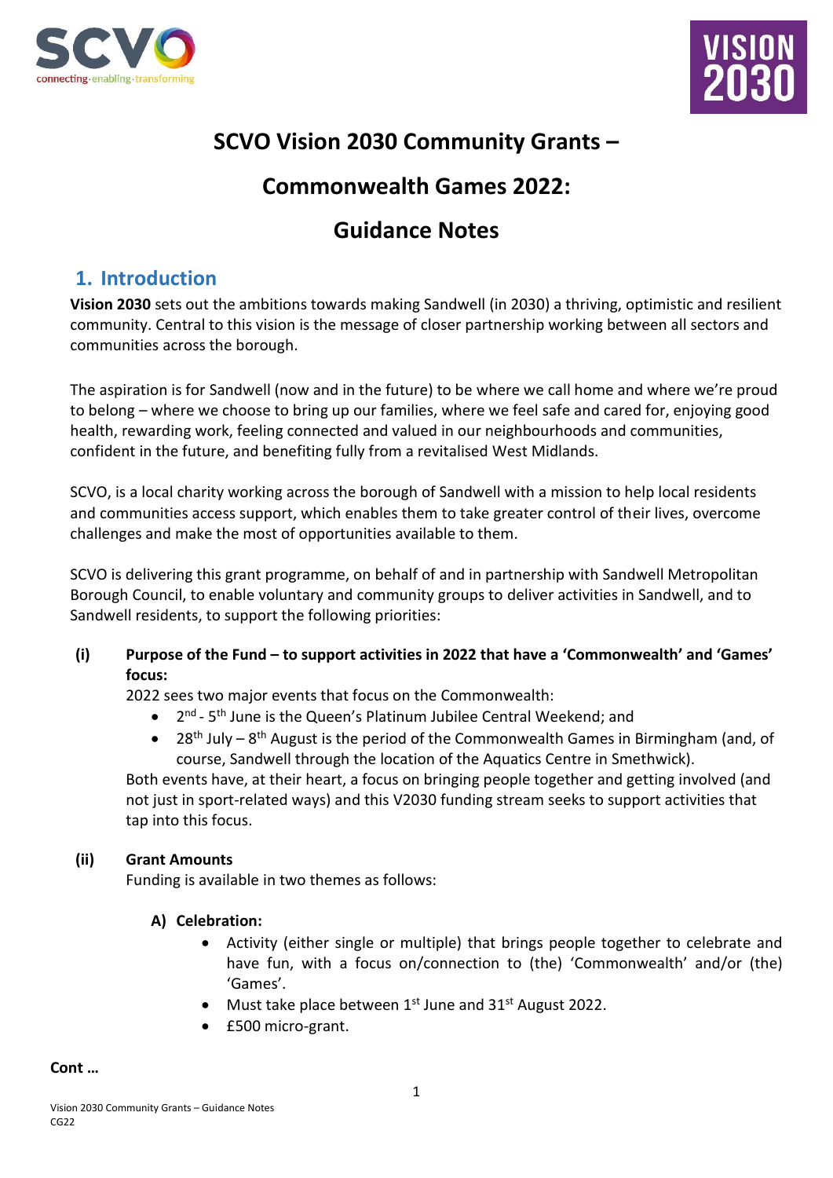# SCVO Vision 2030 Community Grants –

# Commonwealth Games 2022:

# Guidance Notes

## 1. Introduction

**Vision 2030** sets out the ambitions towards making Sandwell (in 2030) a thriving, optimistic and resilient community. Central to this vision is the message of closer partnership working between all sectors and communities across the borough.

The aspiration is for Sandwell (now and in the future) to be where we call home and where we're proud to belong – where we choose to bring up our families, where we feel safe and cared for, enjoying good health, rewarding work, feeling connected and valued in our neighbourhoods and communities, confident in the future, and benefiting fully from a revitalised West Midlands.

SCVO, is a local charity working across the borough of Sandwell with a mission to help local residents and communities access support, which enables them to take greater control of their lives, overcome challenges and make the most of opportunities available to them.

SCVO is delivering this grant programme, on behalf of and in partnership with Sandwell Metropolitan Borough Council, to enable voluntary and community groups to deliver activities in Sandwell, and to Sandwell residents, to support the following priorities:

**(i) Purpose of the Fund – to support activities in 2022 that have a 'Commonwealth' and 'Games' focus:**

2022 sees two major events that focus on the Commonwealth:

- 2nd - 5th June is the Queen's Platinum Jubilee Central Weekend; and
- 28th July – 8th August is the period of the Commonwealth Games in Birmingham (and, of course, Sandwell through the location of the Aquatics Centre in Smethwick).

Both events have, at their heart, a focus on bringing people together and getting involved (and not just in sport-related ways) and this V2030 funding stream seeks to support activities that tap into this focus.

**(ii) Grant Amounts**

Funding is available in two themes as follows:

**A) Celebration:**

- Activity (either single or multiple) that brings people together to celebrate and have fun, with a focus on/connection to (the) 'Commonwealth' and/or (the) 'Games'.
- Must take place between 1st June and 31st August 2022.
- £500 micro-grant.

**Cont …**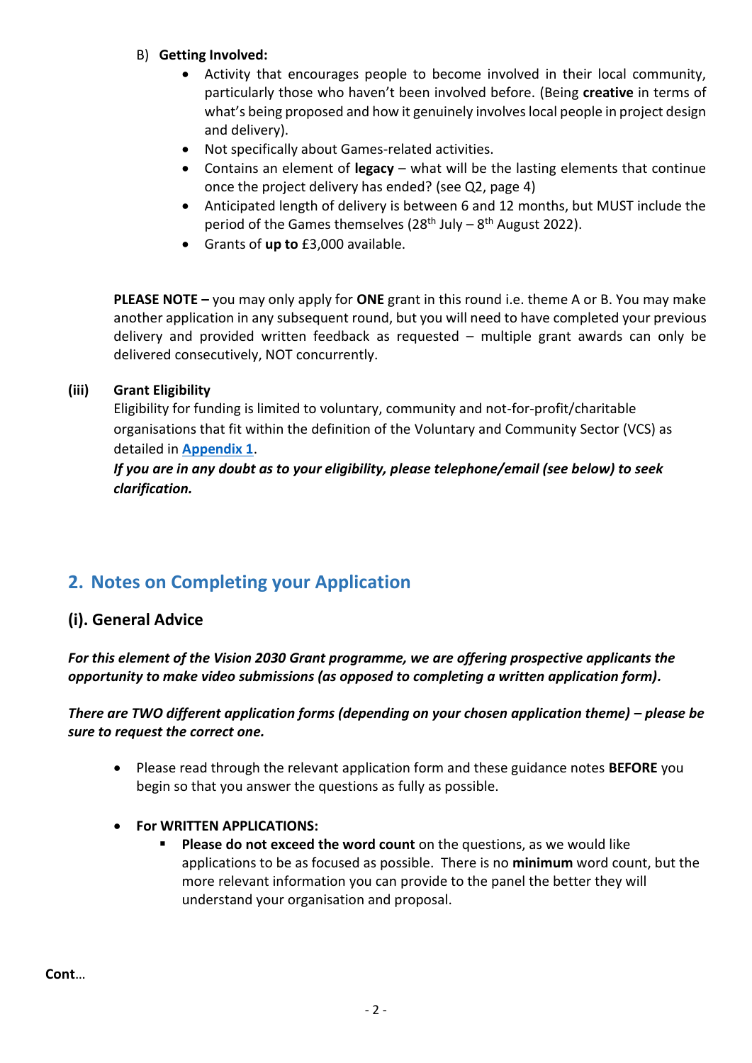B) **Getting Involved:**

- Activity that encourages people to become involved in their local community, particularly those who haven't been involved before. (Being **creative** in terms of what's being proposed and how it genuinely involves local people in project design and delivery).
- Not specifically about Games-related activities.
- Contains an element of **legacy** – what will be the lasting elements that continue once the project delivery has ended? (see Q2, page 4)
- Anticipated length of delivery is between 6 and 12 months, but MUST include the period of the Games themselves (28th July – 8th August 2022).
- Grants of **up to** £3,000 available.

**PLEASE NOTE –** you may only apply for **ONE** grant in this round i.e. theme A or B. You may make another application in any subsequent round, but you will need to have completed your previous delivery and provided written feedback as requested – multiple grant awards can only be delivered consecutively, NOT concurrently.

**(iii) Grant Eligibility**

Eligibility for funding is limited to voluntary, community and not-for-profit/charitable organisations that fit within the definition of the Voluntary and Community Sector (VCS) as detailed in **Appendix 1**.

***If you are in any doubt as to your eligibility, please telephone/email (see below) to seek clarification.***

## 2. Notes on Completing your Application

### (i). General Advice

***For this element of the Vision 2030 Grant programme, we are offering prospective applicants the opportunity to make video submissions (as opposed to completing a written application form).***

***There are TWO different application forms (depending on your chosen application theme) – please be sure to request the correct one.***

- Please read through the relevant application form and these guidance notes **BEFORE** you begin so that you answer the questions as fully as possible.

- **For WRITTEN APPLICATIONS:**
  - **Please do not exceed the word count** on the questions, as we would like applications to be as focused as possible. There is no **minimum** word count, but the more relevant information you can provide to the panel the better they will understand your organisation and proposal.

**Cont**…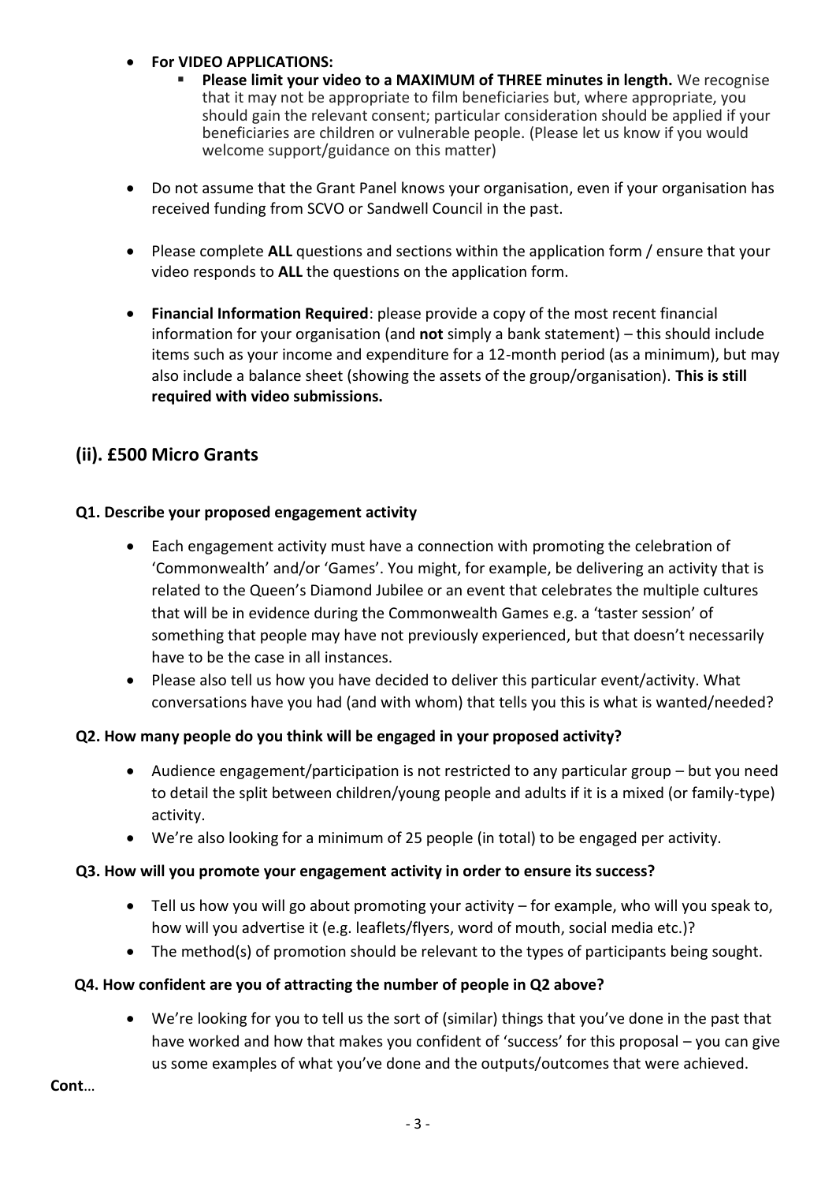- **For VIDEO APPLICATIONS:**
  - **Please limit your video to a MAXIMUM of THREE minutes in length.** We recognise that it may not be appropriate to film beneficiaries but, where appropriate, you should gain the relevant consent; particular consideration should be applied if your beneficiaries are children or vulnerable people. (Please let us know if you would welcome support/guidance on this matter)

- Do not assume that the Grant Panel knows your organisation, even if your organisation has received funding from SCVO or Sandwell Council in the past.

- Please complete **ALL** questions and sections within the application form / ensure that your video responds to **ALL** the questions on the application form.

- **Financial Information Required**: please provide a copy of the most recent financial information for your organisation (and **not** simply a bank statement) – this should include items such as your income and expenditure for a 12-month period (as a minimum), but may also include a balance sheet (showing the assets of the group/organisation). **This is still required with video submissions.**

## (ii). £500 Micro Grants

**Q1. Describe your proposed engagement activity**

- Each engagement activity must have a connection with promoting the celebration of 'Commonwealth' and/or 'Games'. You might, for example, be delivering an activity that is related to the Queen's Diamond Jubilee or an event that celebrates the multiple cultures that will be in evidence during the Commonwealth Games e.g. a 'taster session' of something that people may have not previously experienced, but that doesn't necessarily have to be the case in all instances.
- Please also tell us how you have decided to deliver this particular event/activity. What conversations have you had (and with whom) that tells you this is what is wanted/needed?

**Q2. How many people do you think will be engaged in your proposed activity?**

- Audience engagement/participation is not restricted to any particular group – but you need to detail the split between children/young people and adults if it is a mixed (or family-type) activity.
- We're also looking for a minimum of 25 people (in total) to be engaged per activity.

**Q3. How will you promote your engagement activity in order to ensure its success?**

- Tell us how you will go about promoting your activity – for example, who will you speak to, how will you advertise it (e.g. leaflets/flyers, word of mouth, social media etc.)?
- The method(s) of promotion should be relevant to the types of participants being sought.

**Q4. How confident are you of attracting the number of people in Q2 above?**

- We're looking for you to tell us the sort of (similar) things that you've done in the past that have worked and how that makes you confident of 'success' for this proposal – you can give us some examples of what you've done and the outputs/outcomes that were achieved.

**Cont**…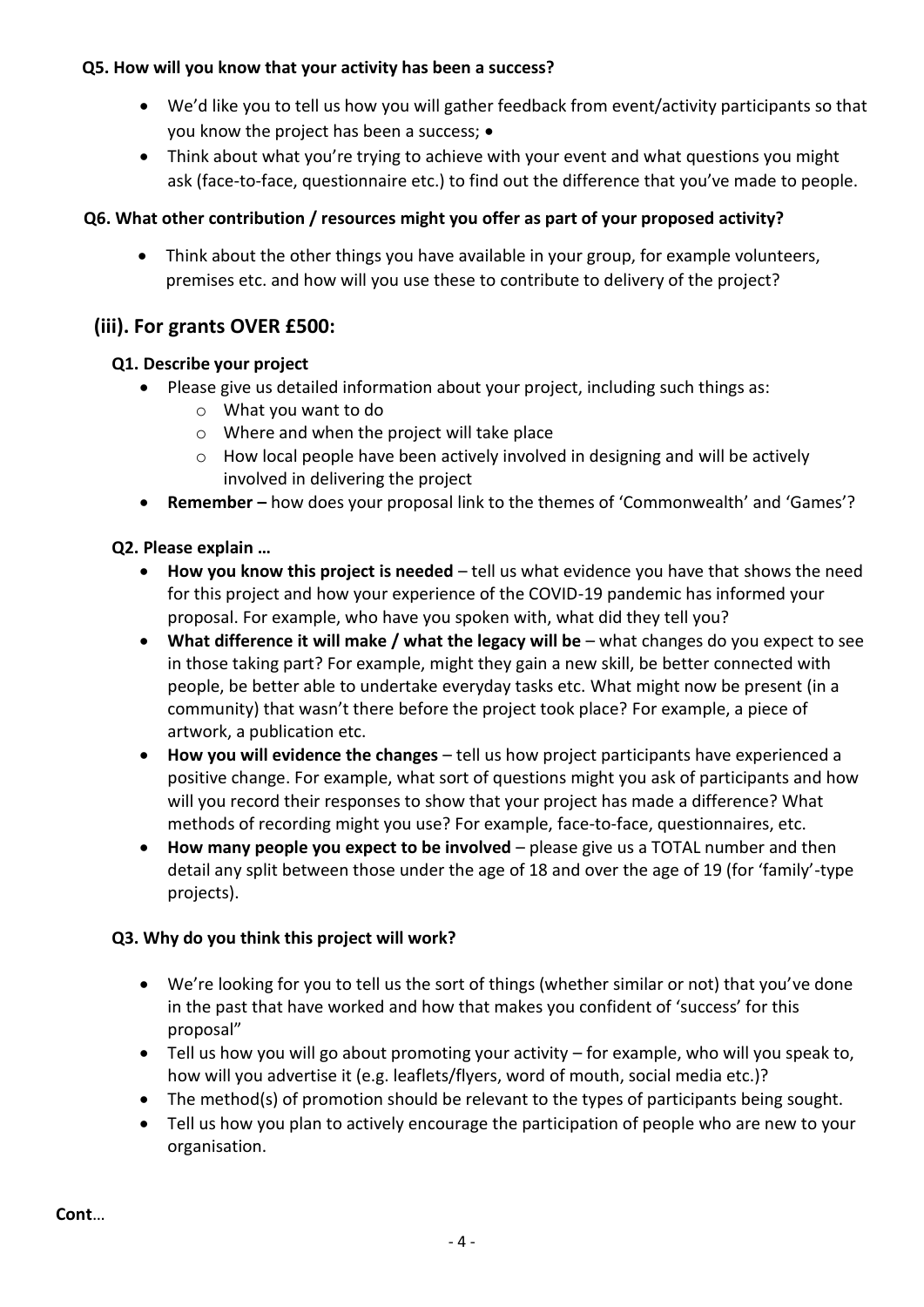**Q5. How will you know that your activity has been a success?**

- We'd like you to tell us how you will gather feedback from event/activity participants so that you know the project has been a success; •
- Think about what you're trying to achieve with your event and what questions you might ask (face-to-face, questionnaire etc.) to find out the difference that you've made to people.

**Q6. What other contribution / resources might you offer as part of your proposed activity?**

- Think about the other things you have available in your group, for example volunteers, premises etc. and how will you use these to contribute to delivery of the project?

## (iii). For grants OVER £500:

**Q1. Describe your project**

- Please give us detailed information about your project, including such things as:
  - What you want to do
  - Where and when the project will take place
  - How local people have been actively involved in designing and will be actively involved in delivering the project
- **Remember –** how does your proposal link to the themes of 'Commonwealth' and 'Games'?

**Q2. Please explain …**

- **How you know this project is needed** – tell us what evidence you have that shows the need for this project and how your experience of the COVID-19 pandemic has informed your proposal. For example, who have you spoken with, what did they tell you?
- **What difference it will make / what the legacy will be** – what changes do you expect to see in those taking part? For example, might they gain a new skill, be better connected with people, be better able to undertake everyday tasks etc. What might now be present (in a community) that wasn't there before the project took place? For example, a piece of artwork, a publication etc.
- **How you will evidence the changes** – tell us how project participants have experienced a positive change. For example, what sort of questions might you ask of participants and how will you record their responses to show that your project has made a difference? What methods of recording might you use? For example, face-to-face, questionnaires, etc.
- **How many people you expect to be involved** – please give us a TOTAL number and then detail any split between those under the age of 18 and over the age of 19 (for 'family'-type projects).

**Q3. Why do you think this project will work?**

- We're looking for you to tell us the sort of things (whether similar or not) that you've done in the past that have worked and how that makes you confident of 'success' for this proposal"
- Tell us how you will go about promoting your activity – for example, who will you speak to, how will you advertise it (e.g. leaflets/flyers, word of mouth, social media etc.)?
- The method(s) of promotion should be relevant to the types of participants being sought.
- Tell us how you plan to actively encourage the participation of people who are new to your organisation.

**Cont**…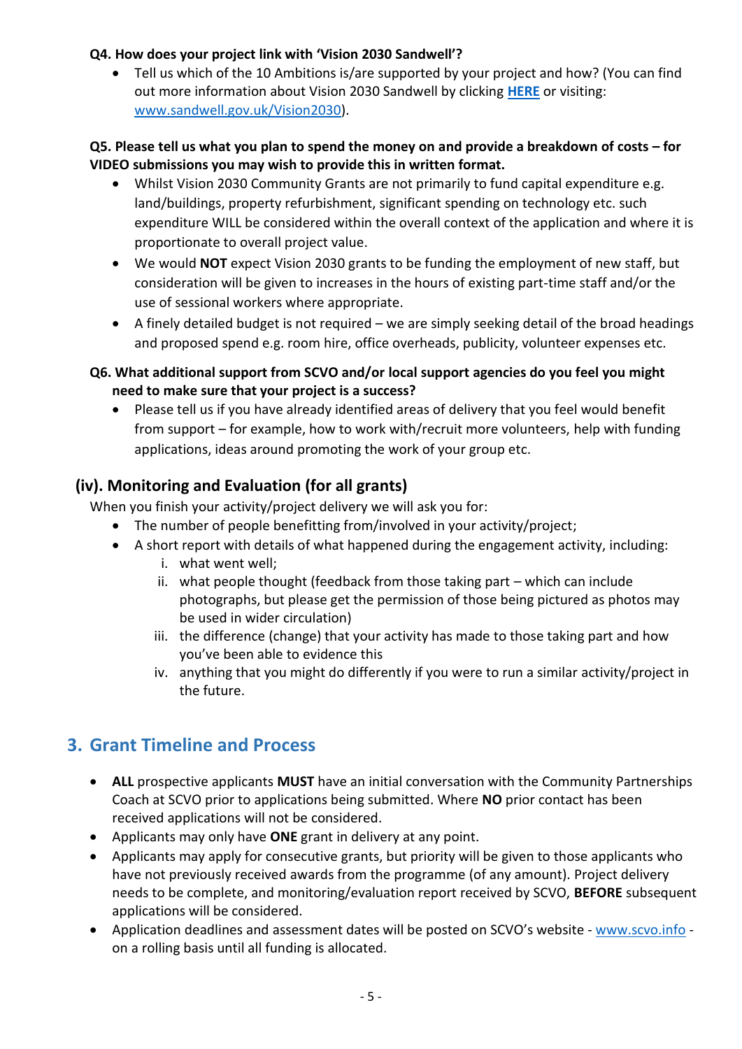**Q4. How does your project link with 'Vision 2030 Sandwell'?**

- Tell us which of the 10 Ambitions is/are supported by your project and how? (You can find out more information about Vision 2030 Sandwell by clicking **HERE** or visiting: www.sandwell.gov.uk/Vision2030).

**Q5. Please tell us what you plan to spend the money on and provide a breakdown of costs – for VIDEO submissions you may wish to provide this in written format.**

- Whilst Vision 2030 Community Grants are not primarily to fund capital expenditure e.g. land/buildings, property refurbishment, significant spending on technology etc. such expenditure WILL be considered within the overall context of the application and where it is proportionate to overall project value.
- We would **NOT** expect Vision 2030 grants to be funding the employment of new staff, but consideration will be given to increases in the hours of existing part-time staff and/or the use of sessional workers where appropriate.
- A finely detailed budget is not required – we are simply seeking detail of the broad headings and proposed spend e.g. room hire, office overheads, publicity, volunteer expenses etc.

**Q6. What additional support from SCVO and/or local support agencies do you feel you might need to make sure that your project is a success?**

- Please tell us if you have already identified areas of delivery that you feel would benefit from support – for example, how to work with/recruit more volunteers, help with funding applications, ideas around promoting the work of your group etc.

### (iv). Monitoring and Evaluation (for all grants)

When you finish your activity/project delivery we will ask you for:

- The number of people benefitting from/involved in your activity/project;
- A short report with details of what happened during the engagement activity, including:
    i. what went well;
    ii. what people thought (feedback from those taking part – which can include photographs, but please get the permission of those being pictured as photos may be used in wider circulation)
    iii. the difference (change) that your activity has made to those taking part and how you've been able to evidence this
    iv. anything that you might do differently if you were to run a similar activity/project in the future.

## 3. Grant Timeline and Process

- **ALL** prospective applicants **MUST** have an initial conversation with the Community Partnerships Coach at SCVO prior to applications being submitted. Where **NO** prior contact has been received applications will not be considered.
- Applicants may only have **ONE** grant in delivery at any point.
- Applicants may apply for consecutive grants, but priority will be given to those applicants who have not previously received awards from the programme (of any amount). Project delivery needs to be complete, and monitoring/evaluation report received by SCVO, **BEFORE** subsequent applications will be considered.
- Application deadlines and assessment dates will be posted on SCVO's website - www.scvo.info - on a rolling basis until all funding is allocated.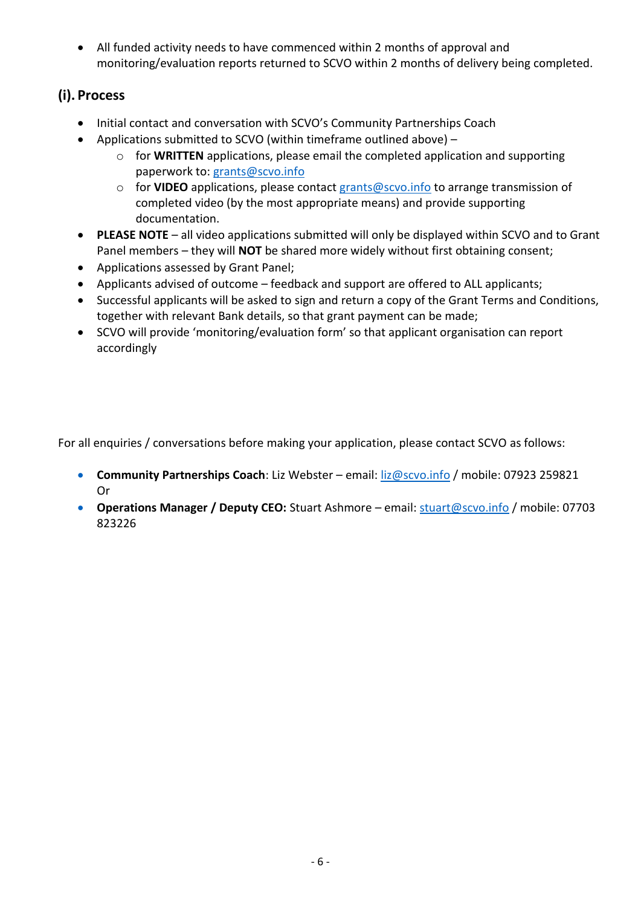- All funded activity needs to have commenced within 2 months of approval and monitoring/evaluation reports returned to SCVO within 2 months of delivery being completed.

## (i). Process

- Initial contact and conversation with SCVO's Community Partnerships Coach
- Applications submitted to SCVO (within timeframe outlined above) –
  - for **WRITTEN** applications, please email the completed application and supporting paperwork to: grants@scvo.info
  - for **VIDEO** applications, please contact grants@scvo.info to arrange transmission of completed video (by the most appropriate means) and provide supporting documentation.
- **PLEASE NOTE** – all video applications submitted will only be displayed within SCVO and to Grant Panel members – they will **NOT** be shared more widely without first obtaining consent;
- Applications assessed by Grant Panel;
- Applicants advised of outcome – feedback and support are offered to ALL applicants;
- Successful applicants will be asked to sign and return a copy of the Grant Terms and Conditions, together with relevant Bank details, so that grant payment can be made;
- SCVO will provide 'monitoring/evaluation form' so that applicant organisation can report accordingly

For all enquiries / conversations before making your application, please contact SCVO as follows:

- **Community Partnerships Coach**: Liz Webster – email: liz@scvo.info / mobile: 07923 259821 Or
- **Operations Manager / Deputy CEO:** Stuart Ashmore – email: stuart@scvo.info / mobile: 07703 823226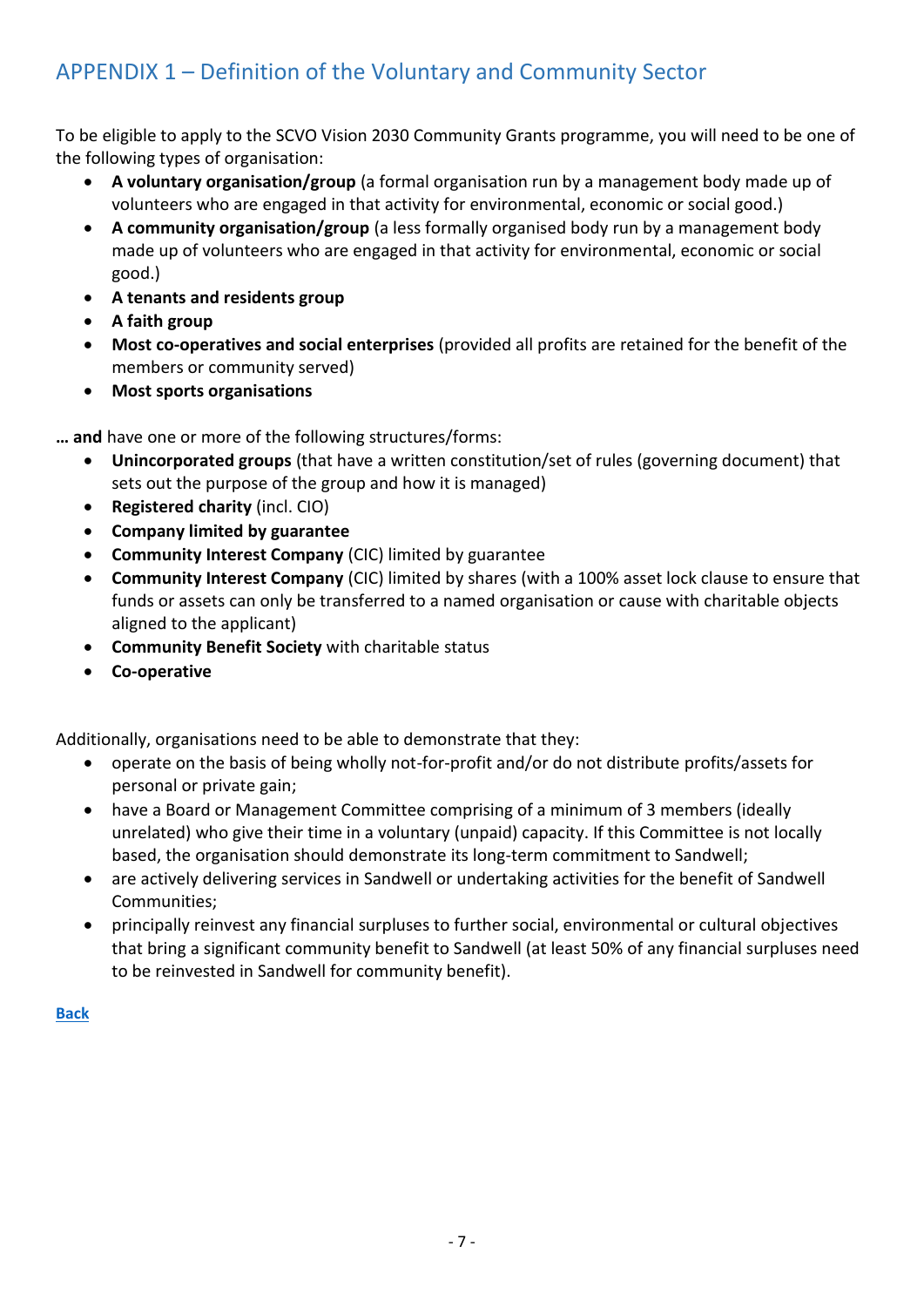# APPENDIX 1 – Definition of the Voluntary and Community Sector

To be eligible to apply to the SCVO Vision 2030 Community Grants programme, you will need to be one of the following types of organisation:

- **A voluntary organisation/group** (a formal organisation run by a management body made up of volunteers who are engaged in that activity for environmental, economic or social good.)
- **A community organisation/group** (a less formally organised body run by a management body made up of volunteers who are engaged in that activity for environmental, economic or social good.)
- **A tenants and residents group**
- **A faith group**
- **Most co-operatives and social enterprises** (provided all profits are retained for the benefit of the members or community served)
- **Most sports organisations**

**… and** have one or more of the following structures/forms:

- **Unincorporated groups** (that have a written constitution/set of rules (governing document) that sets out the purpose of the group and how it is managed)
- **Registered charity** (incl. CIO)
- **Company limited by guarantee**
- **Community Interest Company** (CIC) limited by guarantee
- **Community Interest Company** (CIC) limited by shares (with a 100% asset lock clause to ensure that funds or assets can only be transferred to a named organisation or cause with charitable objects aligned to the applicant)
- **Community Benefit Society** with charitable status
- **Co-operative**

Additionally, organisations need to be able to demonstrate that they:

- operate on the basis of being wholly not-for-profit and/or do not distribute profits/assets for personal or private gain;
- have a Board or Management Committee comprising of a minimum of 3 members (ideally unrelated) who give their time in a voluntary (unpaid) capacity. If this Committee is not locally based, the organisation should demonstrate its long-term commitment to Sandwell;
- are actively delivering services in Sandwell or undertaking activities for the benefit of Sandwell Communities;
- principally reinvest any financial surpluses to further social, environmental or cultural objectives that bring a significant community benefit to Sandwell (at least 50% of any financial surpluses need to be reinvested in Sandwell for community benefit).

**Back**